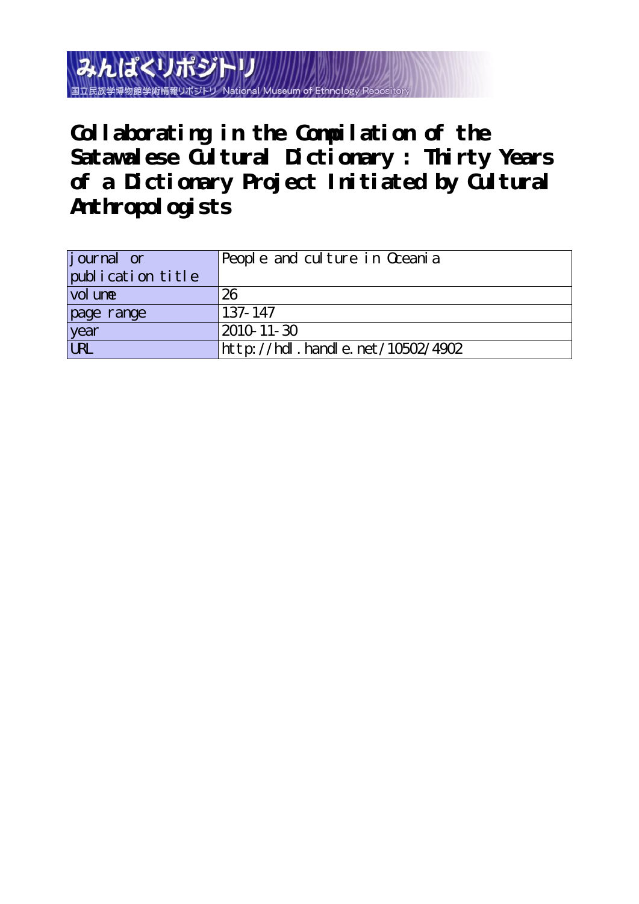みんぱくリポジトリ

国立民族学博物館学術情報リポジトリ National Museum of Ethnology Repository

# Collaborating in the Compilation of the Satawalese Cultural Dictionary : Thirty Years of a Dictionary Project Initiated by Cultural Anthropologists

| journal or publication title | People and culture in Oceania |
| --- | --- |
| volume | 26 |
| page range | 137-147 |
| year | 2010-11-30 |
| URL | http://hdl.handle.net/10502/4902 |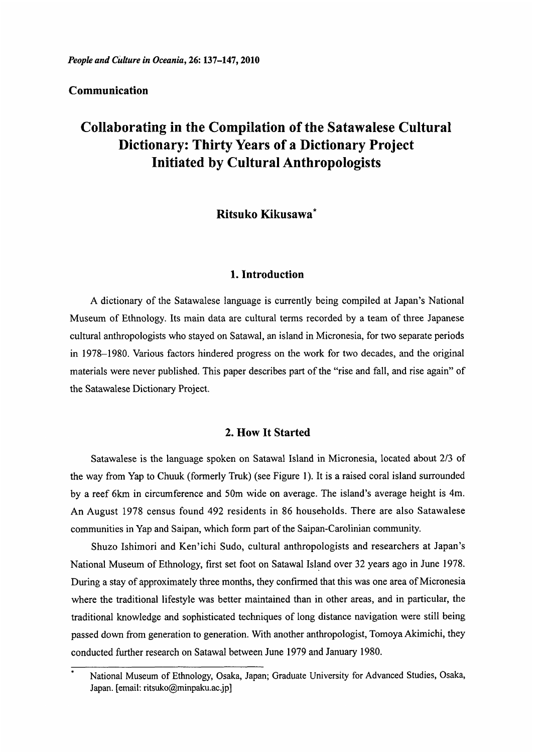## Communication

# Collaborating in the Compilation of the Satawalese Cultural Dictionary: Thirty Years of a Dictionary Project Initiated by Cultural Anthropologists

**Ritsuko Kikusawa***

## 1. Introduction

A dictionary of the Satawalese language is currently being compiled at Japan's National Museum of Ethnology. Its main data are cultural terms recorded by a team of three Japanese cultural anthropologists who stayed on Satawal, an island in Micronesia, for two separate periods in 1978–1980. Various factors hindered progress on the work for two decades, and the original materials were never published. This paper describes part of the "rise and fall, and rise again" of the Satawalese Dictionary Project.

## 2. How It Started

Satawalese is the language spoken on Satawal Island in Micronesia, located about 2/3 of the way from Yap to Chuuk (formerly Truk) (see Figure 1). It is a raised coral island surrounded by a reef 6km in circumference and 50m wide on average. The island's average height is 4m. An August 1978 census found 492 residents in 86 households. There are also Satawalese communities in Yap and Saipan, which form part of the Saipan-Carolinian community.

Shuzo Ishimori and Ken'ichi Sudo, cultural anthropologists and researchers at Japan's National Museum of Ethnology, first set foot on Satawal Island over 32 years ago in June 1978. During a stay of approximately three months, they confirmed that this was one area of Micronesia where the traditional lifestyle was better maintained than in other areas, and in particular, the traditional knowledge and sophisticated techniques of long distance navigation were still being passed down from generation to generation. With another anthropologist, Tomoya Akimichi, they conducted further research on Satawal between June 1979 and January 1980.

\* National Museum of Ethnology, Osaka, Japan; Graduate University for Advanced Studies, Osaka, Japan. [email: ritsuko@minpaku.ac.jp]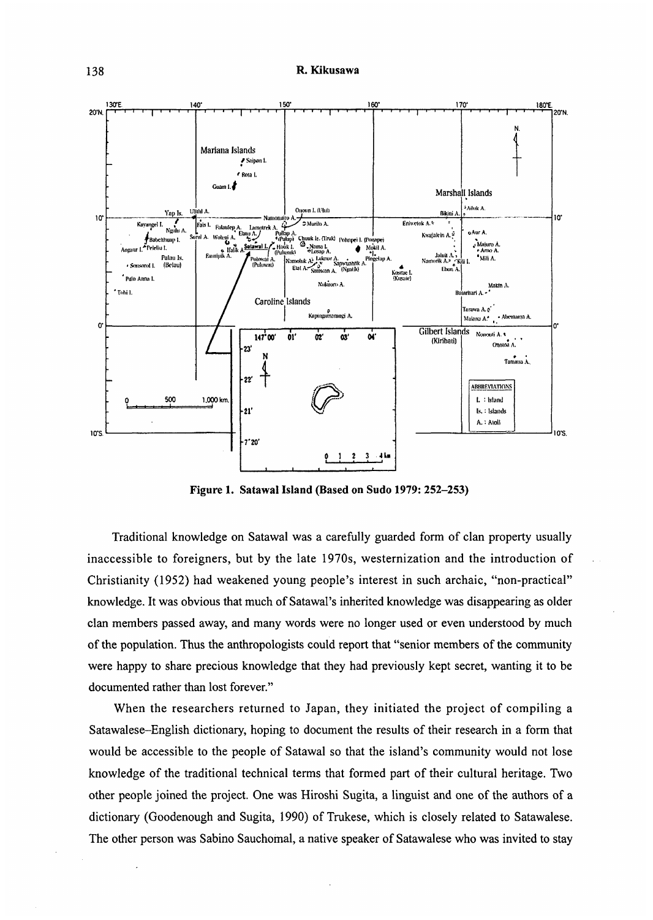**Figure 1. Satawal Island (Based on Sudo 1979: 252–253)**

Traditional knowledge on Satawal was a carefully guarded form of clan property usually inaccessible to foreigners, but by the late 1970s, westernization and the introduction of Christianity (1952) had weakened young people's interest in such archaic, "non-practical" knowledge. It was obvious that much of Satawal's inherited knowledge was disappearing as older clan members passed away, and many words were no longer used or even understood by much of the population. Thus the anthropologists could report that "senior members of the community were happy to share precious knowledge that they had previously kept secret, wanting it to be documented rather than lost forever."

When the researchers returned to Japan, they initiated the project of compiling a Satawalese–English dictionary, hoping to document the results of their research in a form that would be accessible to the people of Satawal so that the island's community would not lose knowledge of the traditional technical terms that formed part of their cultural heritage. Two other people joined the project. One was Hiroshi Sugita, a linguist and one of the authors of a dictionary (Goodenough and Sugita, 1990) of Trukese, which is closely related to Satawalese. The other person was Sabino Sauchomal, a native speaker of Satawalese who was invited to stay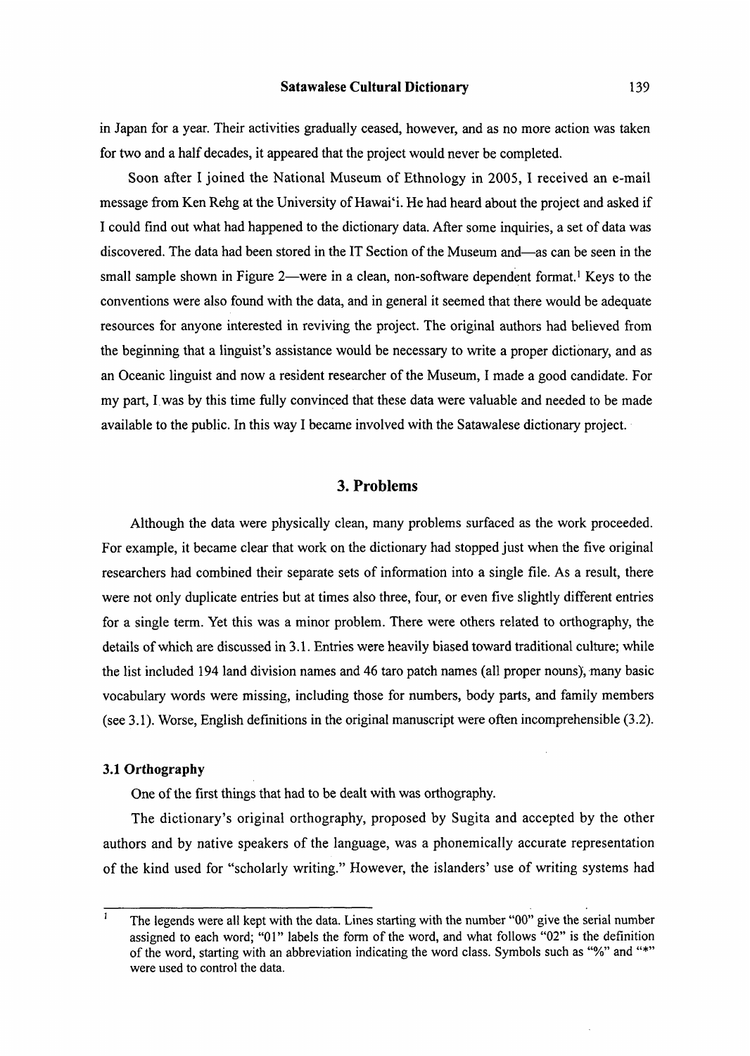in Japan for a year. Their activities gradually ceased, however, and as no more action was taken for two and a half decades, it appeared that the project would never be completed.

Soon after I joined the National Museum of Ethnology in 2005, I received an e-mail message from Ken Rehg at the University of Hawai'i. He had heard about the project and asked if I could find out what had happened to the dictionary data. After some inquiries, a set of data was discovered. The data had been stored in the IT Section of the Museum and—as can be seen in the small sample shown in Figure 2—were in a clean, non-software dependent format.[1] Keys to the conventions were also found with the data, and in general it seemed that there would be adequate resources for anyone interested in reviving the project. The original authors had believed from the beginning that a linguist's assistance would be necessary to write a proper dictionary, and as an Oceanic linguist and now a resident researcher of the Museum, I made a good candidate. For my part, I was by this time fully convinced that these data were valuable and needed to be made available to the public. In this way I became involved with the Satawalese dictionary project.

## 3. Problems

Although the data were physically clean, many problems surfaced as the work proceeded. For example, it became clear that work on the dictionary had stopped just when the five original researchers had combined their separate sets of information into a single file. As a result, there were not only duplicate entries but at times also three, four, or even five slightly different entries for a single term. Yet this was a minor problem. There were others related to orthography, the details of which are discussed in 3.1. Entries were heavily biased toward traditional culture; while the list included 194 land division names and 46 taro patch names (all proper nouns), many basic vocabulary words were missing, including those for numbers, body parts, and family members (see 3.1). Worse, English definitions in the original manuscript were often incomprehensible (3.2).

### 3.1 Orthography

One of the first things that had to be dealt with was orthography.

The dictionary's original orthography, proposed by Sugita and accepted by the other authors and by native speakers of the language, was a phonemically accurate representation of the kind used for "scholarly writing." However, the islanders' use of writing systems had

---

[1] The legends were all kept with the data. Lines starting with the number "00" give the serial number assigned to each word; "01" labels the form of the word, and what follows "02" is the definition of the word, starting with an abbreviation indicating the word class. Symbols such as "%" and "*" were used to control the data.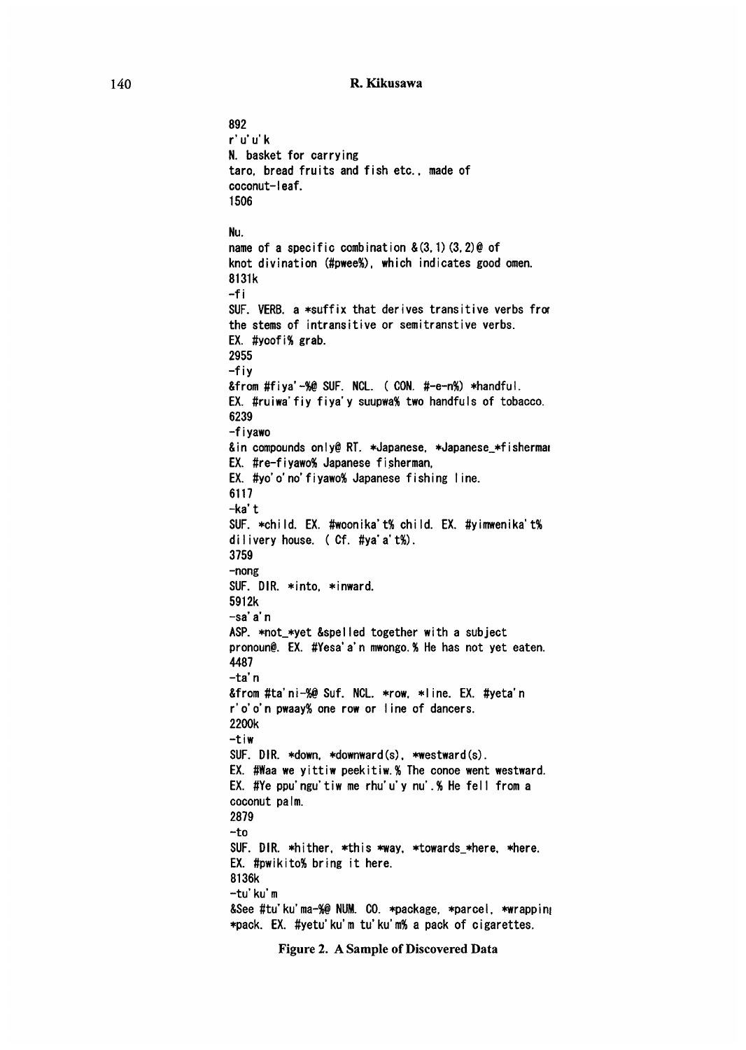```
892
r'u'u'k
N. basket for carrying
taro, bread fruits and fish etc., made of
coconut-leaf.
1506

Nu.
name of a specific combination &(3,1)(3,2)@ of
knot divination (#pwee%), which indicates good omen.
8131k
-fi
SUF. VERB. a *suffix that derives transitive verbs fro
the stems of intransitive or semitranstive verbs.
EX. #yoofi% grab.
2955
-fiy
&from #fiya'-%@ SUF. NCL. ( CON. #-e-n%) *handful.
EX. #ruiwa'fiy fiya'y suupwa% two handfuls of tobacco.
6239
-fiyawo
&in compounds only@ RT. *Japanese, *Japanese_*fisherma
EX. #re-fiyawo% Japanese fisherman,
EX. #yo'o'no'fiyawo% Japanese fishing line.
6117
-ka't
SUF. *child. EX. #woonika't% child. EX. #yimwenika't%
dilivery house. ( Cf. #ya'a't%).
3759
-nong
SUF. DIR. *into, *inward.
5912k
-sa'a'n
ASP. *not_*yet &spelled together with a subject
pronoun@. EX. #Yesa'a'n mwongo.% He has not yet eaten.
4487
-ta'n
&from #ta'ni-%@ Suf. NCL. *row, *line. EX. #yeta'n
r'o'o'n pwaay% one row or line of dancers.
2200k
-tiw
SUF. DIR. *down, *downward(s), *westward(s).
EX. #Waa we yittiw peekitiw.% The conoe went westward.
EX. #Ye ppu'ngu'tiw me rhu'u'y nu'.% He fell from a
coconut palm.
2879
-to
SUF. DIR. *hither, *this *way, *towards_*here, *here.
EX. #pwikito% bring it here.
8136k
-tu'ku'm
&See #tu'ku'ma-%@ NUM. CO. *package, *parcel, *wrappin
*pack. EX. #yetu'ku'm tu'ku'm% a pack of cigarettes.
```

**Figure 2. A Sample of Discovered Data**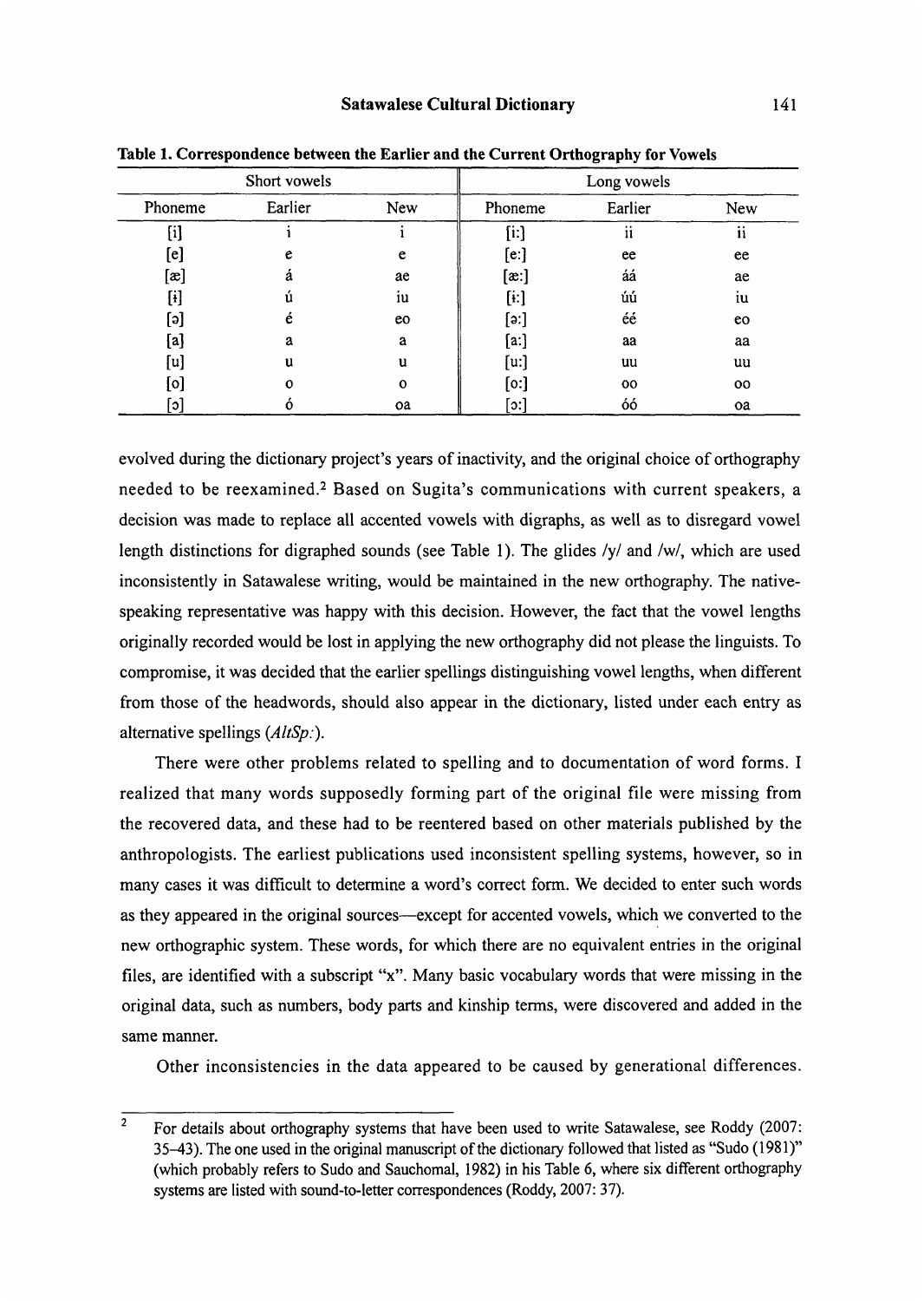**Table 1. Correspondence between the Earlier and the Current Orthography for Vowels**

| Short vowels | | | Long vowels | | |
|---|---|---|---|---|---|
| Phoneme | Earlier | New | Phoneme | Earlier | New |
| [i] | i | i | [iː] | ii | ii |
| [e] | e | e | [eː] | ee | ee |
| [æ] | á | ae | [æː] | áá | ae |
| [ɨ] | ú | iu | [ɨː] | úú | iu |
| [ə] | é | eo | [əː] | éé | eo |
| [a] | a | a | [aː] | aa | aa |
| [u] | u | u | [uː] | uu | uu |
| [o] | o | o | [oː] | oo | oo |
| [ɔ] | ó | oa | [ɔː] | óó | oa |

evolved during the dictionary project's years of inactivity, and the original choice of orthography needed to be reexamined.[2] Based on Sugita's communications with current speakers, a decision was made to replace all accented vowels with digraphs, as well as to disregard vowel length distinctions for digraphed sounds (see Table 1). The glides /y/ and /w/, which are used inconsistently in Satawalese writing, would be maintained in the new orthography. The native-speaking representative was happy with this decision. However, the fact that the vowel lengths originally recorded would be lost in applying the new orthography did not please the linguists. To compromise, it was decided that the earlier spellings distinguishing vowel lengths, when different from those of the headwords, should also appear in the dictionary, listed under each entry as alternative spellings (*AltSp:*).

There were other problems related to spelling and to documentation of word forms. I realized that many words supposedly forming part of the original file were missing from the recovered data, and these had to be reentered based on other materials published by the anthropologists. The earliest publications used inconsistent spelling systems, however, so in many cases it was difficult to determine a word's correct form. We decided to enter such words as they appeared in the original sources—except for accented vowels, which we converted to the new orthographic system. These words, for which there are no equivalent entries in the original files, are identified with a subscript "x". Many basic vocabulary words that were missing in the original data, such as numbers, body parts and kinship terms, were discovered and added in the same manner.

Other inconsistencies in the data appeared to be caused by generational differences.

[2] For details about orthography systems that have been used to write Satawalese, see Roddy (2007: 35–43). The one used in the original manuscript of the dictionary followed that listed as "Sudo (1981)" (which probably refers to Sudo and Sauchomal, 1982) in his Table 6, where six different orthography systems are listed with sound-to-letter correspondences (Roddy, 2007: 37).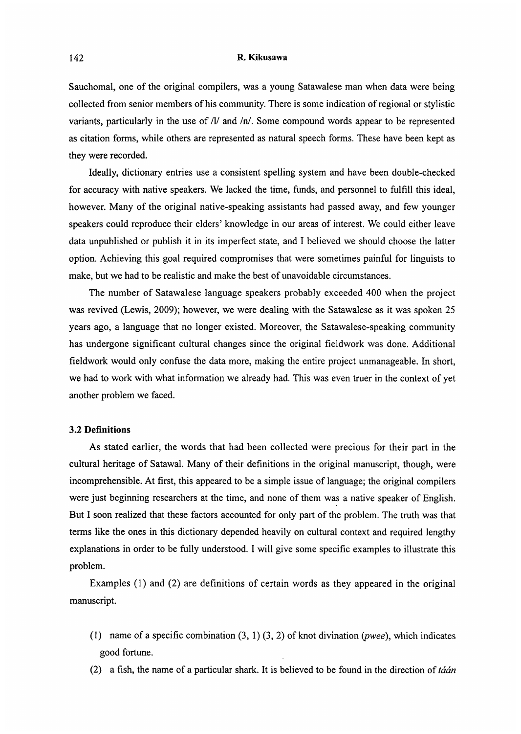Sauchomal, one of the original compilers, was a young Satawalese man when data were being collected from senior members of his community. There is some indication of regional or stylistic variants, particularly in the use of /l/ and /n/. Some compound words appear to be represented as citation forms, while others are represented as natural speech forms. These have been kept as they were recorded.

Ideally, dictionary entries use a consistent spelling system and have been double-checked for accuracy with native speakers. We lacked the time, funds, and personnel to fulfill this ideal, however. Many of the original native-speaking assistants had passed away, and few younger speakers could reproduce their elders' knowledge in our areas of interest. We could either leave data unpublished or publish it in its imperfect state, and I believed we should choose the latter option. Achieving this goal required compromises that were sometimes painful for linguists to make, but we had to be realistic and make the best of unavoidable circumstances.

The number of Satawalese language speakers probably exceeded 400 when the project was revived (Lewis, 2009); however, we were dealing with the Satawalese as it was spoken 25 years ago, a language that no longer existed. Moreover, the Satawalese-speaking community has undergone significant cultural changes since the original fieldwork was done. Additional fieldwork would only confuse the data more, making the entire project unmanageable. In short, we had to work with what information we already had. This was even truer in the context of yet another problem we faced.

### 3.2 Definitions

As stated earlier, the words that had been collected were precious for their part in the cultural heritage of Satawal. Many of their definitions in the original manuscript, though, were incomprehensible. At first, this appeared to be a simple issue of language; the original compilers were just beginning researchers at the time, and none of them was a native speaker of English. But I soon realized that these factors accounted for only part of the problem. The truth was that terms like the ones in this dictionary depended heavily on cultural context and required lengthy explanations in order to be fully understood. I will give some specific examples to illustrate this problem.

Examples (1) and (2) are definitions of certain words as they appeared in the original manuscript.

(1) name of a specific combination (3, 1) (3, 2) of knot divination (*pwee*), which indicates good fortune.

(2) a fish, the name of a particular shark. It is believed to be found in the direction of *táán*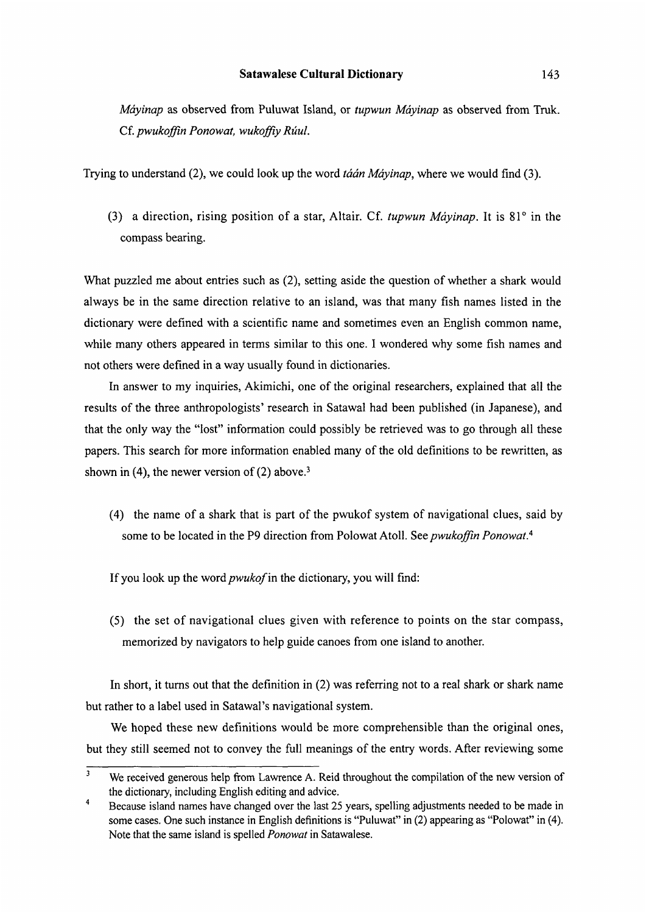*Máyinap* as observed from Puluwat Island, or *tupwun Máyinap* as observed from Truk. Cf. *pwukoffin Ponowat, wukoffiy Rúul.*

Trying to understand (2), we could look up the word *táán Máyinap*, where we would find (3).

(3) a direction, rising position of a star, Altair. Cf. *tupwun Máyinap*. It is 81° in the compass bearing.

What puzzled me about entries such as (2), setting aside the question of whether a shark would always be in the same direction relative to an island, was that many fish names listed in the dictionary were defined with a scientific name and sometimes even an English common name, while many others appeared in terms similar to this one. I wondered why some fish names and not others were defined in a way usually found in dictionaries.

In answer to my inquiries, Akimichi, one of the original researchers, explained that all the results of the three anthropologists' research in Satawal had been published (in Japanese), and that the only way the "lost" information could possibly be retrieved was to go through all these papers. This search for more information enabled many of the old definitions to be rewritten, as shown in (4), the newer version of (2) above.[3]

(4) the name of a shark that is part of the pwukof system of navigational clues, said by some to be located in the P9 direction from Polowat Atoll. See *pwukoffin Ponowat*.[4]

If you look up the word *pwukof* in the dictionary, you will find:

(5) the set of navigational clues given with reference to points on the star compass, memorized by navigators to help guide canoes from one island to another.

In short, it turns out that the definition in (2) was referring not to a real shark or shark name but rather to a label used in Satawal's navigational system.

We hoped these new definitions would be more comprehensible than the original ones, but they still seemed not to convey the full meanings of the entry words. After reviewing some

---

[3] We received generous help from Lawrence A. Reid throughout the compilation of the new version of the dictionary, including English editing and advice.

[4] Because island names have changed over the last 25 years, spelling adjustments needed to be made in some cases. One such instance in English definitions is "Puluwat" in (2) appearing as "Polowat" in (4). Note that the same island is spelled *Ponowat* in Satawalese.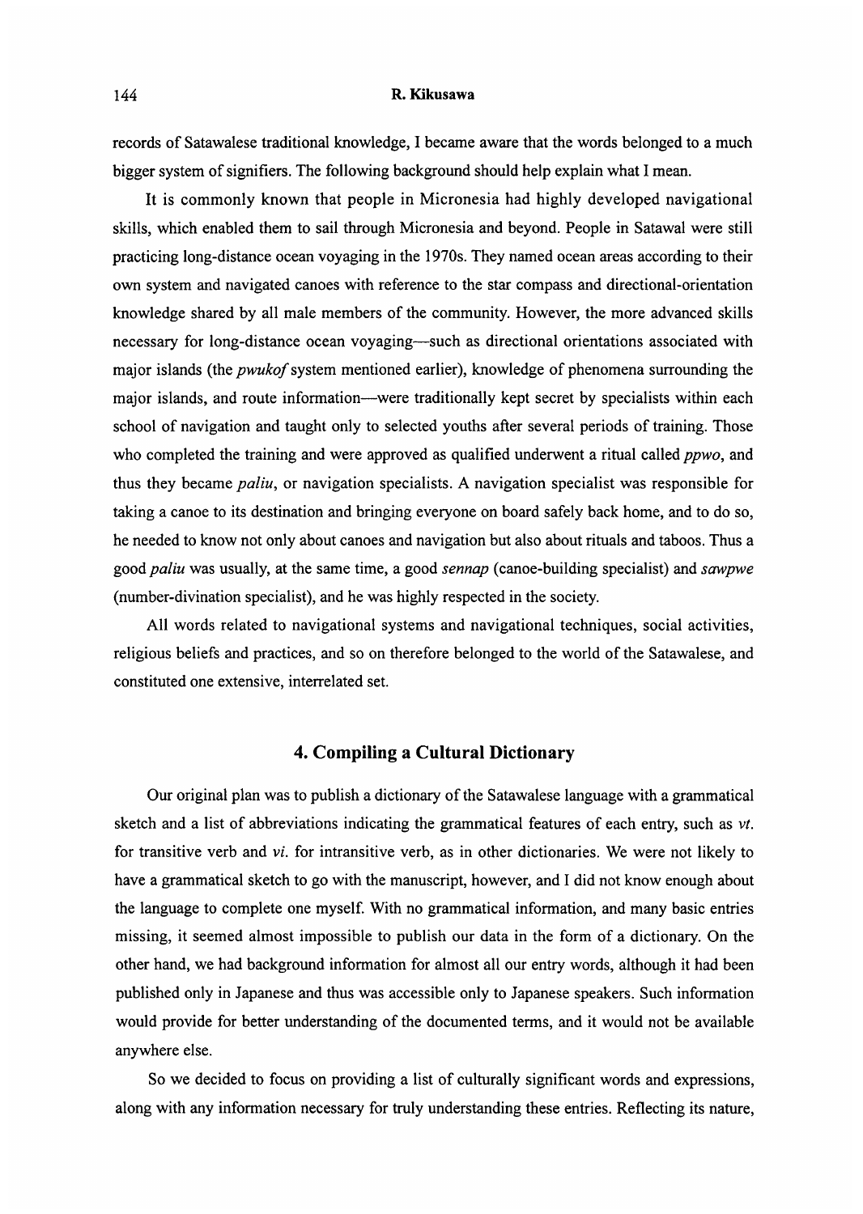records of Satawalese traditional knowledge, I became aware that the words belonged to a much bigger system of signifiers. The following background should help explain what I mean.

It is commonly known that people in Micronesia had highly developed navigational skills, which enabled them to sail through Micronesia and beyond. People in Satawal were still practicing long-distance ocean voyaging in the 1970s. They named ocean areas according to their own system and navigated canoes with reference to the star compass and directional-orientation knowledge shared by all male members of the community. However, the more advanced skills necessary for long-distance ocean voyaging—such as directional orientations associated with major islands (the *pwukof* system mentioned earlier), knowledge of phenomena surrounding the major islands, and route information—were traditionally kept secret by specialists within each school of navigation and taught only to selected youths after several periods of training. Those who completed the training and were approved as qualified underwent a ritual called *ppwo*, and thus they became *paliu*, or navigation specialists. A navigation specialist was responsible for taking a canoe to its destination and bringing everyone on board safely back home, and to do so, he needed to know not only about canoes and navigation but also about rituals and taboos. Thus a good *paliu* was usually, at the same time, a good *sennap* (canoe-building specialist) and *sawpwe* (number-divination specialist), and he was highly respected in the society.

All words related to navigational systems and navigational techniques, social activities, religious beliefs and practices, and so on therefore belonged to the world of the Satawalese, and constituted one extensive, interrelated set.

## 4. Compiling a Cultural Dictionary

Our original plan was to publish a dictionary of the Satawalese language with a grammatical sketch and a list of abbreviations indicating the grammatical features of each entry, such as *vt.* for transitive verb and *vi.* for intransitive verb, as in other dictionaries. We were not likely to have a grammatical sketch to go with the manuscript, however, and I did not know enough about the language to complete one myself. With no grammatical information, and many basic entries missing, it seemed almost impossible to publish our data in the form of a dictionary. On the other hand, we had background information for almost all our entry words, although it had been published only in Japanese and thus was accessible only to Japanese speakers. Such information would provide for better understanding of the documented terms, and it would not be available anywhere else.

So we decided to focus on providing a list of culturally significant words and expressions, along with any information necessary for truly understanding these entries. Reflecting its nature,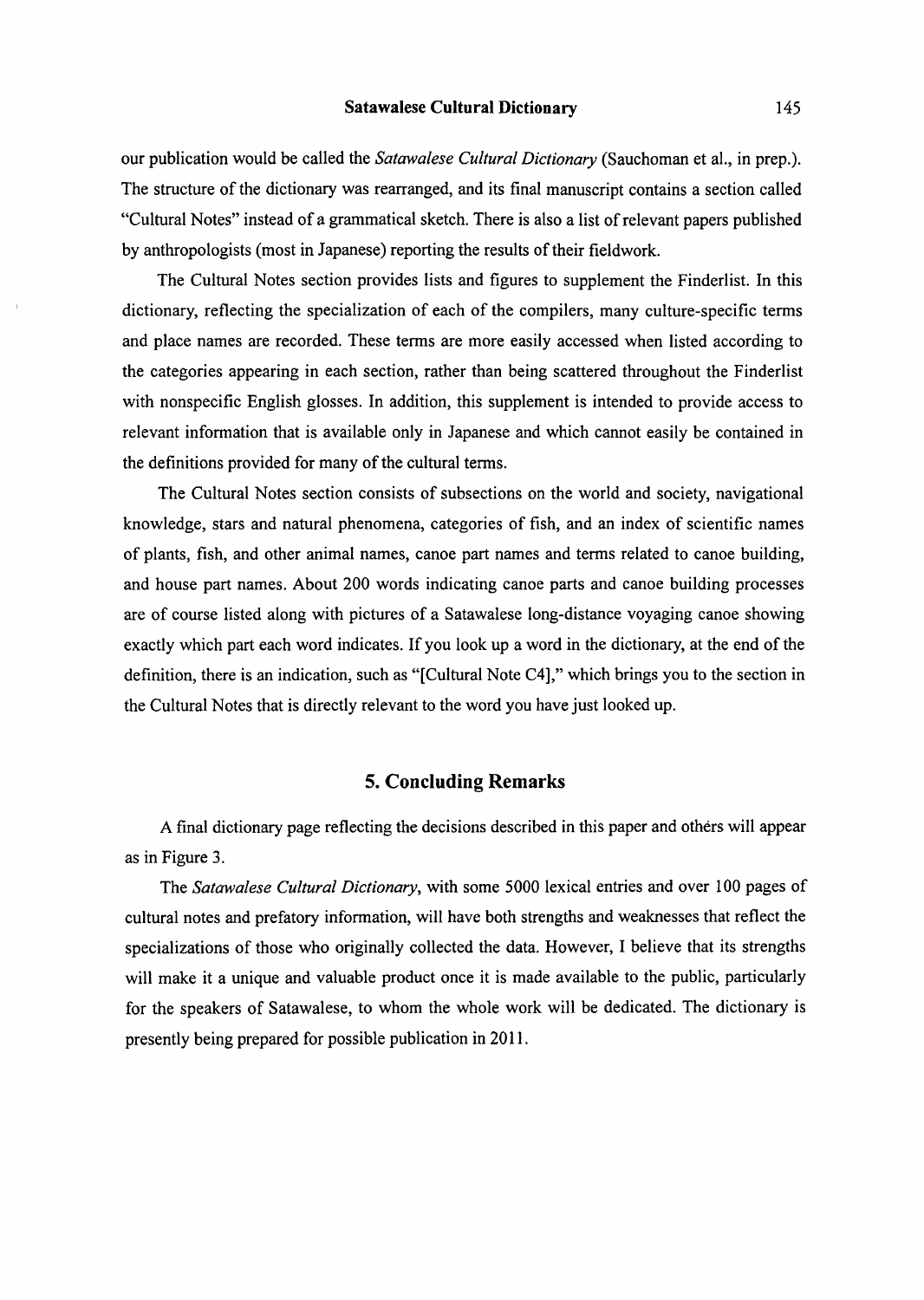our publication would be called the *Satawalese Cultural Dictionary* (Sauchoman et al., in prep.). The structure of the dictionary was rearranged, and its final manuscript contains a section called "Cultural Notes" instead of a grammatical sketch. There is also a list of relevant papers published by anthropologists (most in Japanese) reporting the results of their fieldwork.

The Cultural Notes section provides lists and figures to supplement the Finderlist. In this dictionary, reflecting the specialization of each of the compilers, many culture-specific terms and place names are recorded. These terms are more easily accessed when listed according to the categories appearing in each section, rather than being scattered throughout the Finderlist with nonspecific English glosses. In addition, this supplement is intended to provide access to relevant information that is available only in Japanese and which cannot easily be contained in the definitions provided for many of the cultural terms.

The Cultural Notes section consists of subsections on the world and society, navigational knowledge, stars and natural phenomena, categories of fish, and an index of scientific names of plants, fish, and other animal names, canoe part names and terms related to canoe building, and house part names. About 200 words indicating canoe parts and canoe building processes are of course listed along with pictures of a Satawalese long-distance voyaging canoe showing exactly which part each word indicates. If you look up a word in the dictionary, at the end of the definition, there is an indication, such as "[Cultural Note C4]," which brings you to the section in the Cultural Notes that is directly relevant to the word you have just looked up.

## 5. Concluding Remarks

A final dictionary page reflecting the decisions described in this paper and others will appear as in Figure 3.

The *Satawalese Cultural Dictionary*, with some 5000 lexical entries and over 100 pages of cultural notes and prefatory information, will have both strengths and weaknesses that reflect the specializations of those who originally collected the data. However, I believe that its strengths will make it a unique and valuable product once it is made available to the public, particularly for the speakers of Satawalese, to whom the whole work will be dedicated. The dictionary is presently being prepared for possible publication in 2011.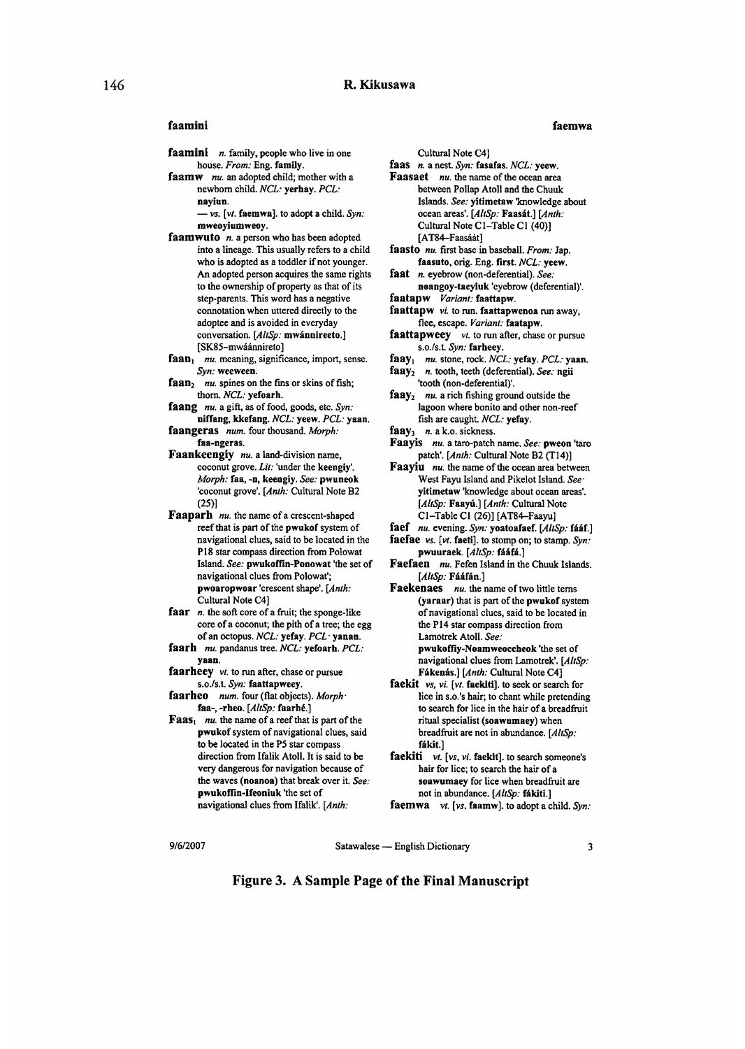faamini

faemwa

**faamini** *n.* family, people who live in one house. *From:* Eng. **family**.

**faamw** *nu.* an adopted child; mother with a newborn child. *NCL:* **yerhay**. *PCL:* **nayiun**.
— *vs.* [*vt.* **faemwa**]. to adopt a child. *Syn:* **mweoyiumweoy**.

**faamwuto** *n.* a person who has been adopted into a lineage. This usually refers to a child who is adopted as a toddler if not younger. An adopted person acquires the same rights to the ownership of property as that of its step-parents. This word has a negative connotation when uttered directly to the adoptee and is avoided in everyday conversation. [*AltSp:* **mwánnireeto**.] [SK85–mwáánnireto]

**faan₁** *nu.* meaning, significance, import, sense. *Syn:* **weeween**.

**faan₂** *nu.* spines on the fins or skins of fish; thorn. *NCL:* **yefoarh**.

**faang** *nu.* a gift, as of food, goods, etc. *Syn:* **niffang, kkefang**. *NCL:* **yeew**. *PCL:* **yaan**.

**faangeras** *num.* four thousand. *Morph:* **faa-ngeras**.

**Faankeengiy** *nu.* a land-division name, coconut grove. *Lit:* 'under the **keengiy**'. *Morph:* **faa, -n, keengiy**. *See:* **pwuneok** 'coconut grove'. [*Anth:* Cultural Note B2 (25)]

**Faaparh** *nu.* the name of a crescent-shaped reef that is part of the **pwukof** system of navigational clues, said to be located in the P18 star compass direction from Polowat Island. *See:* **pwukoffin-Ponowat** 'the set of navigational clues from Polowat'; **pwoaropwoar** 'crescent shape'. [*Anth:* Cultural Note C4]

**faar** *n.* the soft core of a fruit; the sponge-like core of a coconut; the pith of a tree; the egg of an octopus. *NCL:* **yefay**. *PCL:* **yanan**.

**faarh** *nu.* pandanus tree. *NCL:* **yefoarh**. *PCL:* **yaan**.

**faarheey** *vt.* to run after, chase or pursue s.o./s.t. *Syn:* **faattapweey**.

**faarheo** *num.* four (flat objects). *Morph:* **faa-, -rheo**. [*AltSp:* **faarhé**.]

**Faas₁** *nu.* the name of a reef that is part of the **pwukof** system of navigational clues, said to be located in the P5 star compass direction from Ifalik Atoll. It is said to be very dangerous for navigation because of the waves (**noanoa**) that break over it. *See:* **pwukoffin-Ifeoniuk** 'the set of navigational clues from Ifalik'. [*Anth:* Cultural Note C4]

**faas** *n.* a nest. *Syn:* **fasafas**. *NCL:* **yeew**.

**Faasaet** *nu.* the name of the ocean area between Pollap Atoll and the Chuuk Islands. *See:* **yitimetaw** 'knowledge about ocean areas'. [*AltSp:* **Faasát**.] [*Anth:* Cultural Note C1–Table C1 (40)] [AT84–Faasáát]

**faasto** *nu.* first base in baseball. *From:* Jap. **faasuto**, orig. Eng. **first**. *NCL:* **yeew**.

**faat** *n.* eyebrow (non-deferential). *See:* **noangoy-taeyiuk** 'eyebrow (deferential)'.

**faatapw** *Variant:* **faattapw**.

**faattapw** *vi.* to run. **faattapwenoa** run away, flee, escape. *Variant:* **faatapw**.

**faattapweey** *vt.* to run after, chase or pursue s.o./s.t. *Syn:* **farheey**.

**faay₁** *nu.* stone, rock. *NCL:* **yefay**. *PCL:* **yaan**.

**faay₂** *n.* tooth, teeth (deferential). *See:* **ngii** 'tooth (non-deferential)'.

**faay₂** *nu.* a rich fishing ground outside the lagoon where bonito and other non-reef fish are caught. *NCL:* **yefay**.

**faay₃** *n.* a k.o. sickness.

**Faayis** *nu.* a taro-patch name. *See:* **pweon** 'taro patch'. [*Anth:* Cultural Note B2 (T14)]

**Faayiu** *nu.* the name of the ocean area between West Fayu Island and Pikelot Island. *See:* **yitimetaw** 'knowledge about ocean areas'. [*AltSp:* **Faayú**.] [*Anth:* Cultural Note C1–Table C1 (26)] [AT84–Faayu]

**faef** *nu.* evening. *Syn:* **yoatoafaef**. [*AltSp:* **fááf**.]

**faefae** *vs.* [*vt.* **faeti**]. to stomp on; to stamp. *Syn:* **pwuuraek**. [*AltSp:* **fááfá**.]

**Faefaen** *nu.* Fefen Island in the Chuuk Islands. [*AltSp:* **Fááfán**.]

**Faekenaes** *nu.* the name of two little terns (**yaraar**) that is part of the **pwukof** system of navigational clues, said to be located in the P14 star compass direction from Lamotrek Atoll. *See:* **pwukoffiy-Noamweoccheok** 'the set of navigational clues from Lamotrek'. [*AltSp:* **Fákenás**.] [*Anth:* Cultural Note C4]

**faekit** *vs, vi.* [*vt.* **faekiti**]. to seek or search for lice in s.o.'s hair; to chant while pretending to search for lice in the hair of a breadfruit ritual specialist (**soawumaey**) when breadfruit are not in abundance. [*AltSp:* **fákit**.]

**faekiti** *vt.* [*vs, vi.* **faekit**]. to search someone's hair for lice; to search the hair of a **soawumaey** for lice when breadfruit are not in abundance. [*AltSp:* **fákiti**.]

**faemwa** *vt.* [*vs.* **faamw**]. to adopt a child. *Syn:*

9/6/2007 Satawalese — English Dictionary 3

**Figure 3. A Sample Page of the Final Manuscript**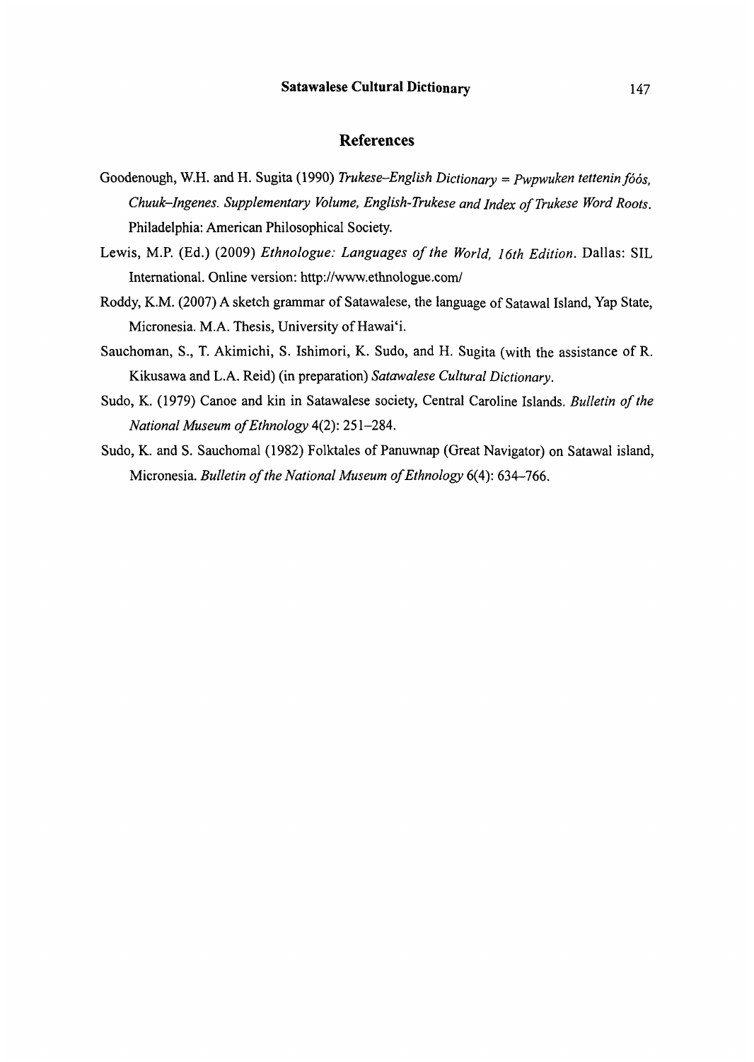## References

Goodenough, W.H. and H. Sugita (1990) *Trukese–English Dictionary = Pwpwuken tettenin fóós, Chuuk–Ingenes. Supplementary Volume, English-Trukese and Index of Trukese Word Roots.* Philadelphia: American Philosophical Society.

Lewis, M.P. (Ed.) (2009) *Ethnologue: Languages of the World, 16th Edition.* Dallas: SIL International. Online version: http://www.ethnologue.com/

Roddy, K.M. (2007) A sketch grammar of Satawalese, the language of Satawal Island, Yap State, Micronesia. M.A. Thesis, University of Hawai'i.

Sauchoman, S., T. Akimichi, S. Ishimori, K. Sudo, and H. Sugita (with the assistance of R. Kikusawa and L.A. Reid) (in preparation) *Satawalese Cultural Dictionary.*

Sudo, K. (1979) Canoe and kin in Satawalese society, Central Caroline Islands. *Bulletin of the National Museum of Ethnology* 4(2): 251–284.

Sudo, K. and S. Sauchomal (1982) Folktales of Panuwnap (Great Navigator) on Satawal island, Micronesia. *Bulletin of the National Museum of Ethnology* 6(4): 634–766.